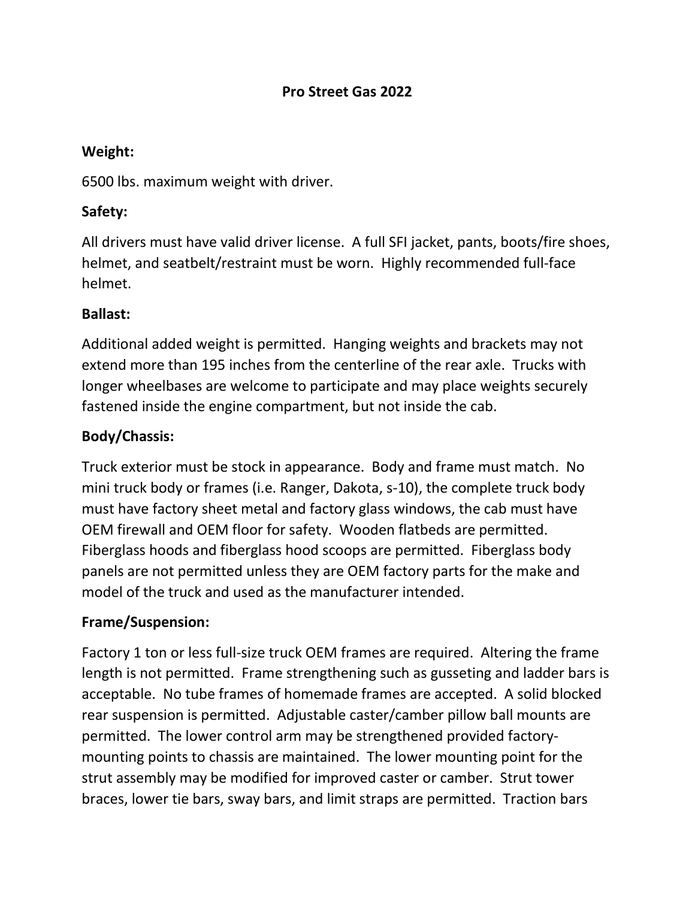# Pro Street Gas 2022

**Weight:**

6500 lbs. maximum weight with driver.

**Safety:**

All drivers must have valid driver license. A full SFI jacket, pants, boots/fire shoes, helmet, and seatbelt/restraint must be worn. Highly recommended full-face helmet.

**Ballast:**

Additional added weight is permitted. Hanging weights and brackets may not extend more than 195 inches from the centerline of the rear axle. Trucks with longer wheelbases are welcome to participate and may place weights securely fastened inside the engine compartment, but not inside the cab.

**Body/Chassis:**

Truck exterior must be stock in appearance. Body and frame must match. No mini truck body or frames (i.e. Ranger, Dakota, s-10), the complete truck body must have factory sheet metal and factory glass windows, the cab must have OEM firewall and OEM floor for safety. Wooden flatbeds are permitted. Fiberglass hoods and fiberglass hood scoops are permitted. Fiberglass body panels are not permitted unless they are OEM factory parts for the make and model of the truck and used as the manufacturer intended.

**Frame/Suspension:**

Factory 1 ton or less full-size truck OEM frames are required. Altering the frame length is not permitted. Frame strengthening such as gusseting and ladder bars is acceptable. No tube frames of homemade frames are accepted. A solid blocked rear suspension is permitted. Adjustable caster/camber pillow ball mounts are permitted. The lower control arm may be strengthened provided factory-mounting points to chassis are maintained. The lower mounting point for the strut assembly may be modified for improved caster or camber. Strut tower braces, lower tie bars, sway bars, and limit straps are permitted. Traction bars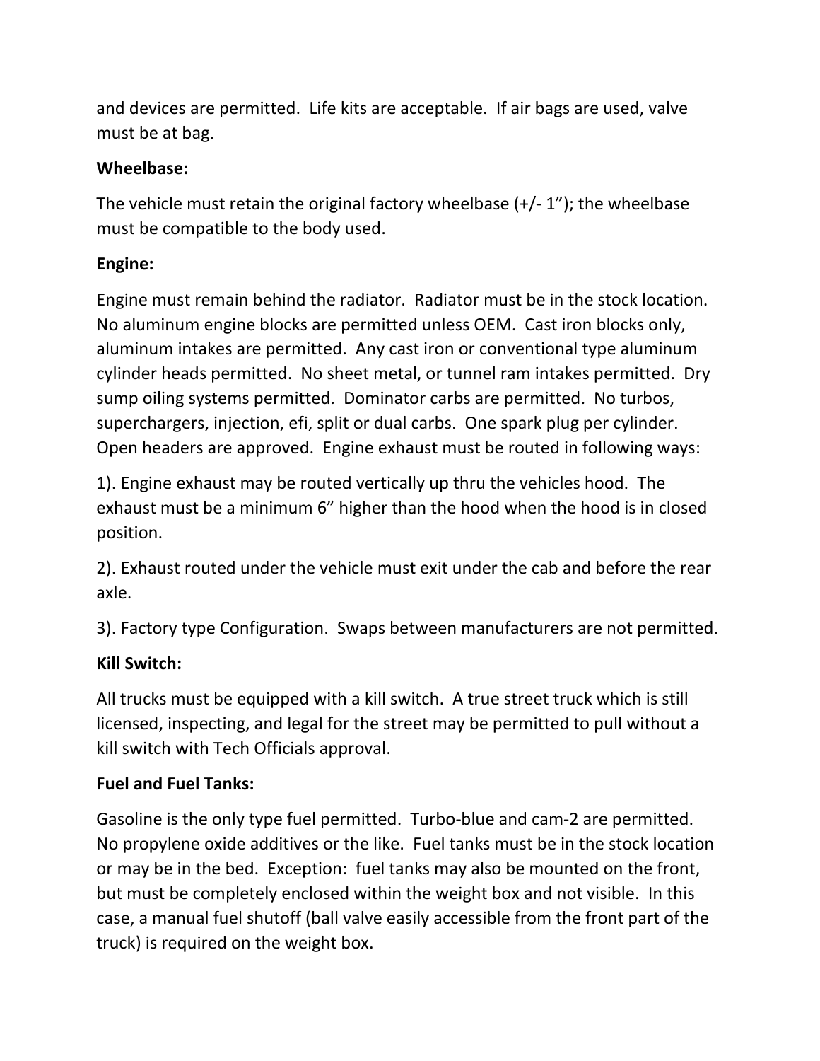and devices are permitted. Life kits are acceptable. If air bags are used, valve must be at bag.

**Wheelbase:**

The vehicle must retain the original factory wheelbase (+/- 1”); the wheelbase must be compatible to the body used.

**Engine:**

Engine must remain behind the radiator. Radiator must be in the stock location. No aluminum engine blocks are permitted unless OEM. Cast iron blocks only, aluminum intakes are permitted. Any cast iron or conventional type aluminum cylinder heads permitted. No sheet metal, or tunnel ram intakes permitted. Dry sump oiling systems permitted. Dominator carbs are permitted. No turbos, superchargers, injection, efi, split or dual carbs. One spark plug per cylinder. Open headers are approved. Engine exhaust must be routed in following ways:

1). Engine exhaust may be routed vertically up thru the vehicles hood. The exhaust must be a minimum 6” higher than the hood when the hood is in closed position.

2). Exhaust routed under the vehicle must exit under the cab and before the rear axle.

3). Factory type Configuration. Swaps between manufacturers are not permitted.

**Kill Switch:**

All trucks must be equipped with a kill switch. A true street truck which is still licensed, inspecting, and legal for the street may be permitted to pull without a kill switch with Tech Officials approval.

**Fuel and Fuel Tanks:**

Gasoline is the only type fuel permitted. Turbo-blue and cam-2 are permitted. No propylene oxide additives or the like. Fuel tanks must be in the stock location or may be in the bed. Exception: fuel tanks may also be mounted on the front, but must be completely enclosed within the weight box and not visible. In this case, a manual fuel shutoff (ball valve easily accessible from the front part of the truck) is required on the weight box.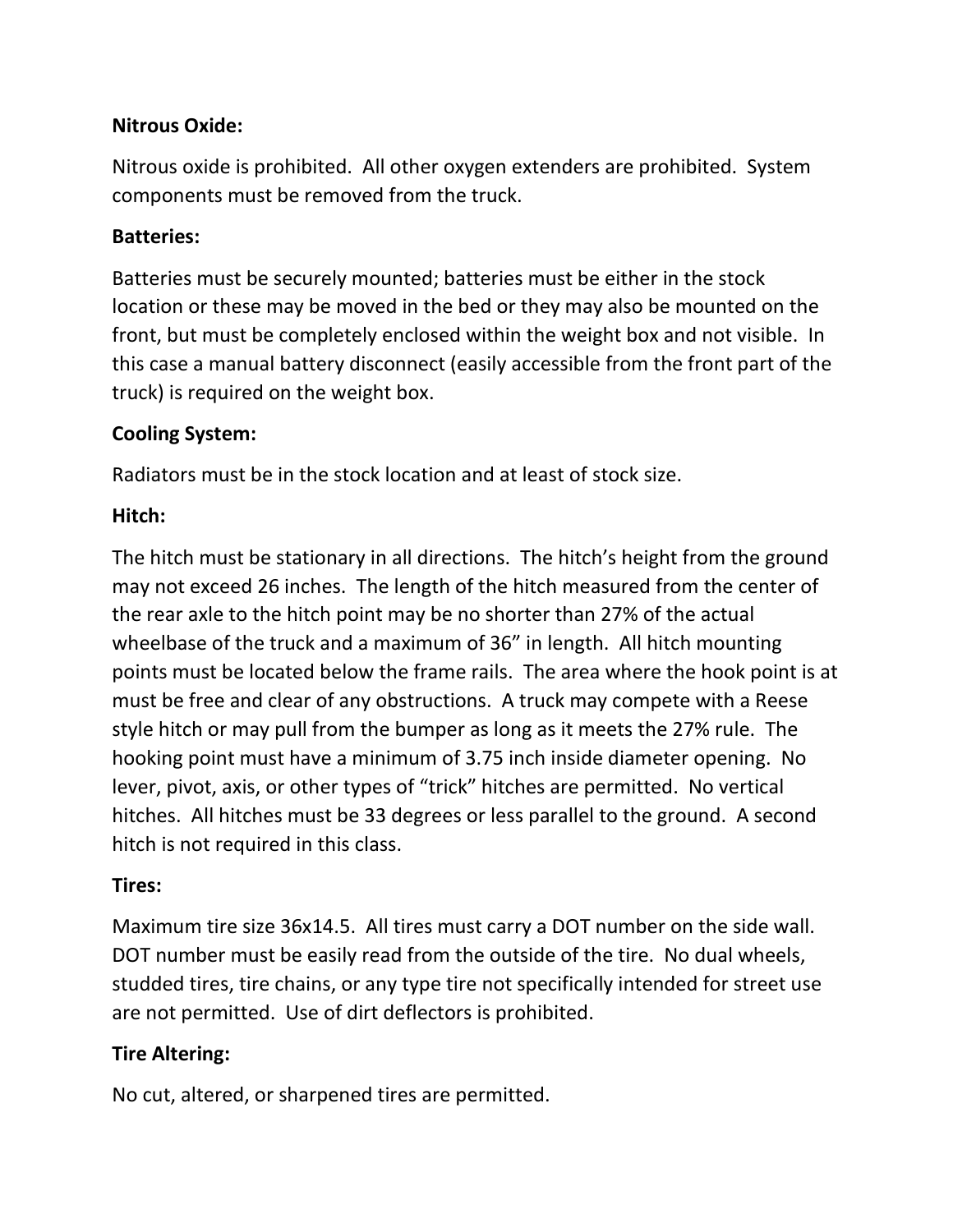**Nitrous Oxide:**

Nitrous oxide is prohibited. All other oxygen extenders are prohibited. System components must be removed from the truck.

**Batteries:**

Batteries must be securely mounted; batteries must be either in the stock location or these may be moved in the bed or they may also be mounted on the front, but must be completely enclosed within the weight box and not visible. In this case a manual battery disconnect (easily accessible from the front part of the truck) is required on the weight box.

**Cooling System:**

Radiators must be in the stock location and at least of stock size.

**Hitch:**

The hitch must be stationary in all directions. The hitch's height from the ground may not exceed 26 inches. The length of the hitch measured from the center of the rear axle to the hitch point may be no shorter than 27% of the actual wheelbase of the truck and a maximum of 36" in length. All hitch mounting points must be located below the frame rails. The area where the hook point is at must be free and clear of any obstructions. A truck may compete with a Reese style hitch or may pull from the bumper as long as it meets the 27% rule. The hooking point must have a minimum of 3.75 inch inside diameter opening. No lever, pivot, axis, or other types of "trick" hitches are permitted. No vertical hitches. All hitches must be 33 degrees or less parallel to the ground. A second hitch is not required in this class.

**Tires:**

Maximum tire size 36x14.5. All tires must carry a DOT number on the side wall. DOT number must be easily read from the outside of the tire. No dual wheels, studded tires, tire chains, or any type tire not specifically intended for street use are not permitted. Use of dirt deflectors is prohibited.

**Tire Altering:**

No cut, altered, or sharpened tires are permitted.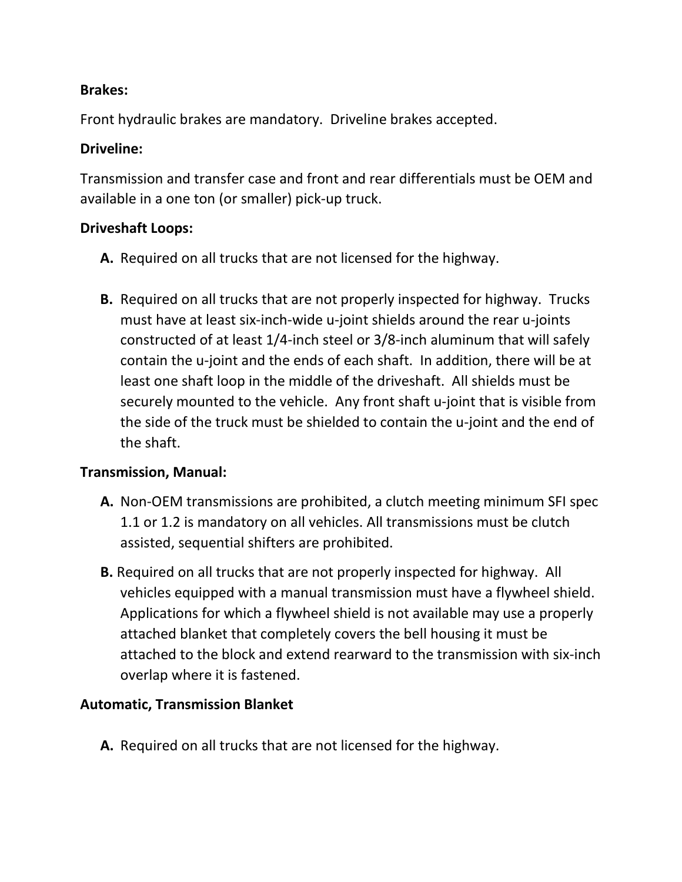**Brakes:**

Front hydraulic brakes are mandatory. Driveline brakes accepted.

**Driveline:**

Transmission and transfer case and front and rear differentials must be OEM and available in a one ton (or smaller) pick-up truck.

**Driveshaft Loops:**

**A.** Required on all trucks that are not licensed for the highway.

**B.** Required on all trucks that are not properly inspected for highway. Trucks must have at least six-inch-wide u-joint shields around the rear u-joints constructed of at least 1/4-inch steel or 3/8-inch aluminum that will safely contain the u-joint and the ends of each shaft. In addition, there will be at least one shaft loop in the middle of the driveshaft. All shields must be securely mounted to the vehicle. Any front shaft u-joint that is visible from the side of the truck must be shielded to contain the u-joint and the end of the shaft.

**Transmission, Manual:**

**A.** Non-OEM transmissions are prohibited, a clutch meeting minimum SFI spec 1.1 or 1.2 is mandatory on all vehicles. All transmissions must be clutch assisted, sequential shifters are prohibited.

**B.** Required on all trucks that are not properly inspected for highway. All vehicles equipped with a manual transmission must have a flywheel shield. Applications for which a flywheel shield is not available may use a properly attached blanket that completely covers the bell housing it must be attached to the block and extend rearward to the transmission with six-inch overlap where it is fastened.

**Automatic, Transmission Blanket**

**A.** Required on all trucks that are not licensed for the highway.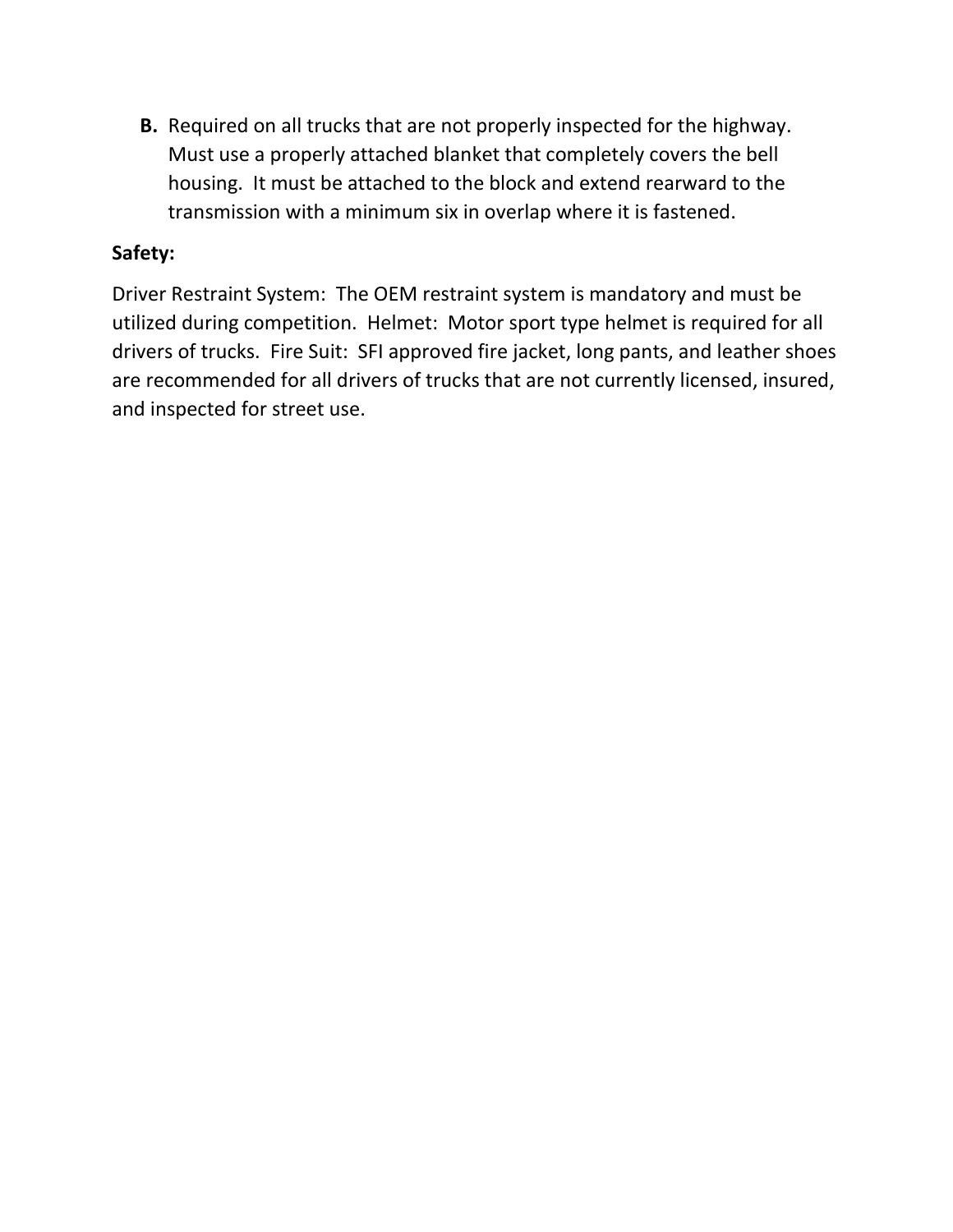**B.** Required on all trucks that are not properly inspected for the highway. Must use a properly attached blanket that completely covers the bell housing. It must be attached to the block and extend rearward to the transmission with a minimum six in overlap where it is fastened.

**Safety:**

Driver Restraint System: The OEM restraint system is mandatory and must be utilized during competition. Helmet: Motor sport type helmet is required for all drivers of trucks. Fire Suit: SFI approved fire jacket, long pants, and leather shoes are recommended for all drivers of trucks that are not currently licensed, insured, and inspected for street use.